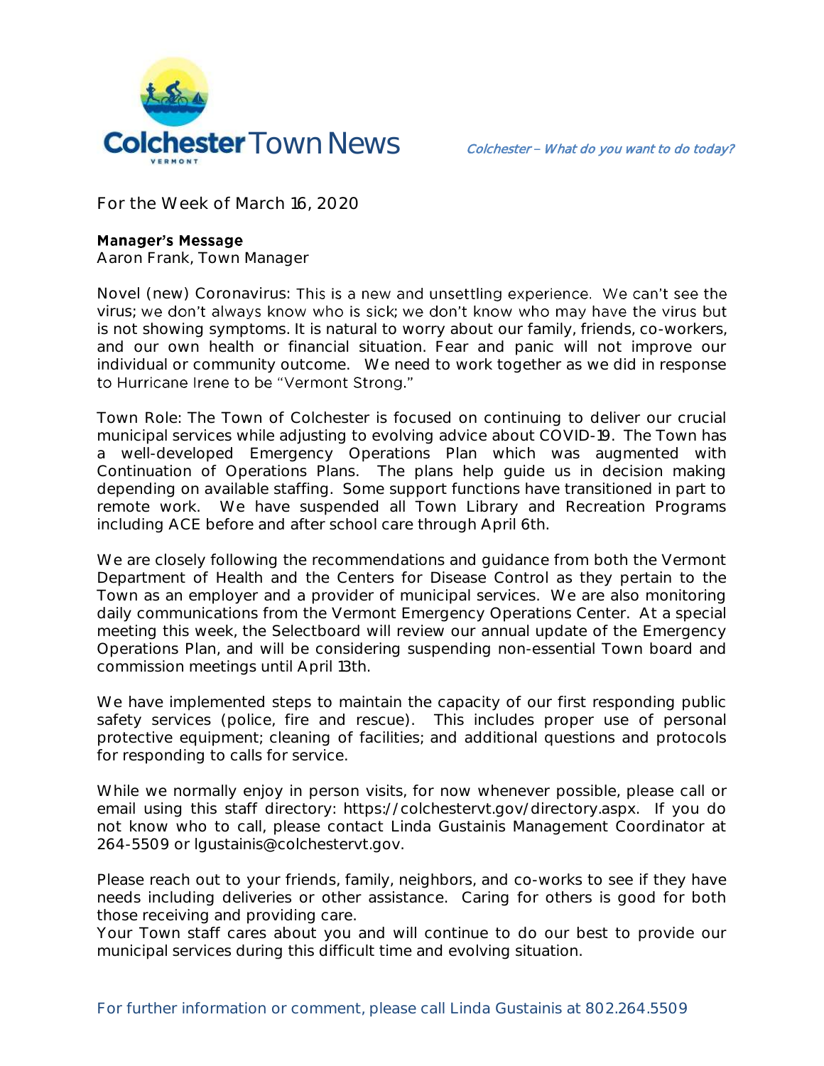# Colchester Town News

*Colchester – What do you want to do today?*

For the Week of March 16, 2020

**Manager's Message**
Aaron Frank, Town Manager

Novel (new) Coronavirus: This is a new and unsettling experience. We can't see the virus; we don't always know who is sick; we don't know who may have the virus but is not showing symptoms. It is natural to worry about our family, friends, co-workers, and our own health or financial situation. Fear and panic will not improve our individual or community outcome. We need to work together as we did in response to Hurricane Irene to be "Vermont Strong."

Town Role: The Town of Colchester is focused on continuing to deliver our crucial municipal services while adjusting to evolving advice about COVID-19. The Town has a well-developed Emergency Operations Plan which was augmented with Continuation of Operations Plans. The plans help guide us in decision making depending on available staffing. Some support functions have transitioned in part to remote work. We have suspended all Town Library and Recreation Programs including ACE before and after school care through April 6th.

We are closely following the recommendations and guidance from both the Vermont Department of Health and the Centers for Disease Control as they pertain to the Town as an employer and a provider of municipal services. We are also monitoring daily communications from the Vermont Emergency Operations Center. At a special meeting this week, the Selectboard will review our annual update of the Emergency Operations Plan, and will be considering suspending non-essential Town board and commission meetings until April 13th.

We have implemented steps to maintain the capacity of our first responding public safety services (police, fire and rescue). This includes proper use of personal protective equipment; cleaning of facilities; and additional questions and protocols for responding to calls for service.

While we normally enjoy in person visits, for now whenever possible, please call or email using this staff directory: https://colchestervt.gov/directory.aspx. If you do not know who to call, please contact Linda Gustainis Management Coordinator at 264-5509 or lgustainis@colchestervt.gov.

Please reach out to your friends, family, neighbors, and co-works to see if they have needs including deliveries or other assistance. Caring for others is good for both those receiving and providing care.
Your Town staff cares about you and will continue to do our best to provide our municipal services during this difficult time and evolving situation.

For further information or comment, please call Linda Gustainis at 802.264.5509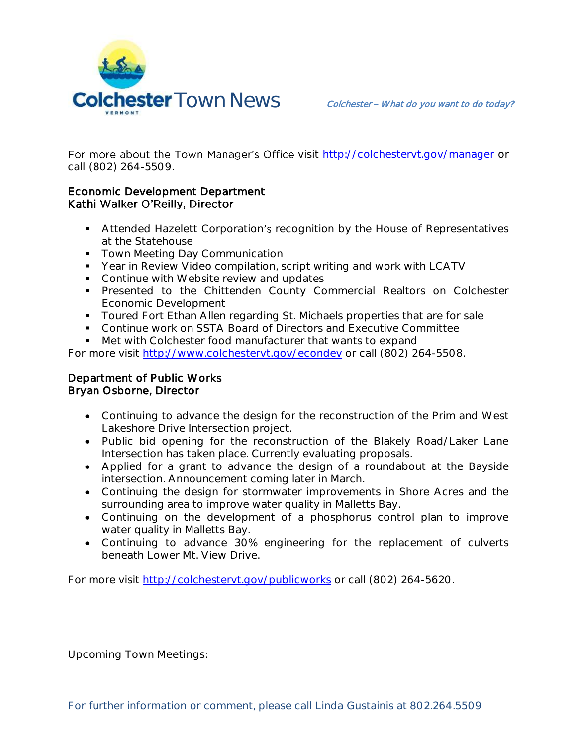For more about the Town Manager's Office visit http://colchestervt.gov/manager or call (802) 264-5509.

**Economic Development Department**
**Kathi Walker O'Reilly, Director**

- Attended Hazelett Corporation's recognition by the House of Representatives at the Statehouse
- Town Meeting Day Communication
- Year in Review Video compilation, script writing and work with LCATV
- Continue with Website review and updates
- Presented to the Chittenden County Commercial Realtors on Colchester Economic Development
- Toured Fort Ethan Allen regarding St. Michaels properties that are for sale
- Continue work on SSTA Board of Directors and Executive Committee
- Met with Colchester food manufacturer that wants to expand

For more visit http://www.colchestervt.gov/econdev or call (802) 264-5508.

**Department of Public Works**
**Bryan Osborne, Director**

- Continuing to advance the design for the reconstruction of the Prim and West Lakeshore Drive Intersection project.
- Public bid opening for the reconstruction of the Blakely Road/Laker Lane Intersection has taken place. Currently evaluating proposals.
- Applied for a grant to advance the design of a roundabout at the Bayside intersection. Announcement coming later in March.
- Continuing the design for stormwater improvements in Shore Acres and the surrounding area to improve water quality in Malletts Bay.
- Continuing on the development of a phosphorus control plan to improve water quality in Malletts Bay.
- Continuing to advance 30% engineering for the replacement of culverts beneath Lower Mt. View Drive.

For more visit http://colchestervt.gov/publicworks or call (802) 264-5620.

Upcoming Town Meetings:

For further information or comment, please call Linda Gustainis at 802.264.5509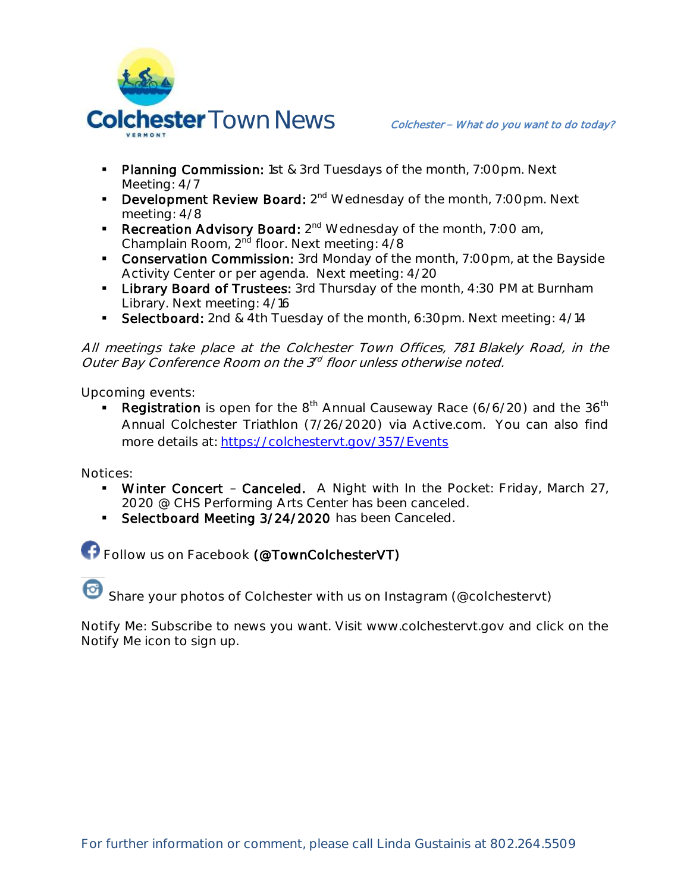- **Planning Commission:** 1st & 3rd Tuesdays of the month, 7:00pm. Next Meeting: 4/7
- **Development Review Board:** 2nd Wednesday of the month, 7:00pm. Next meeting: 4/8
- **Recreation Advisory Board:** 2nd Wednesday of the month, 7:00 am, Champlain Room, 2nd floor. Next meeting: 4/8
- **Conservation Commission:** 3rd Monday of the month, 7:00pm, at the Bayside Activity Center or per agenda. Next meeting: 4/20
- **Library Board of Trustees:** 3rd Thursday of the month, 4:30 PM at Burnham Library. Next meeting: 4/16
- **Selectboard:** 2nd & 4th Tuesday of the month, 6:30pm. Next meeting: 4/14

*All meetings take place at the Colchester Town Offices, 781 Blakely Road, in the Outer Bay Conference Room on the 3rd floor unless otherwise noted.*

Upcoming events:

- **Registration** is open for the 8th Annual Causeway Race (6/6/20) and the 36th Annual Colchester Triathlon (7/26/2020) via Active.com. You can also find more details at: https://colchestervt.gov/357/Events

Notices:

- **Winter Concert – Canceled.** A Night with In the Pocket: Friday, March 27, 2020 @ CHS Performing Arts Center has been canceled.
- **Selectboard Meeting 3/24/2020** has been Canceled.

Follow us on Facebook **(@TownColchesterVT)**

Share your photos of Colchester with us on Instagram (@colchestervt)

Notify Me: Subscribe to news you want. Visit www.colchestervt.gov and click on the Notify Me icon to sign up.

For further information or comment, please call Linda Gustainis at 802.264.5509